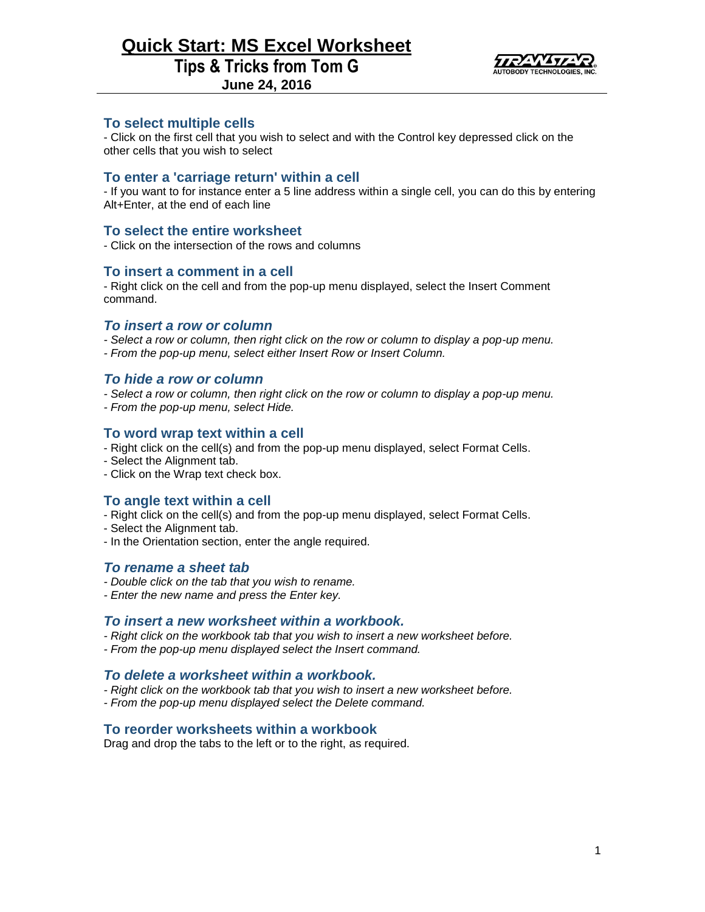# Quick Start: MS Excel Worksheet

## Tips & Tricks from Tom G

**June 24, 2016**

### To select multiple cells

- Click on the first cell that you wish to select and with the Control key depressed click on the other cells that you wish to select

### To enter a 'carriage return' within a cell

- If you want to for instance enter a 5 line address within a single cell, you can do this by entering Alt+Enter, at the end of each line

### To select the entire worksheet

- Click on the intersection of the rows and columns

### To insert a comment in a cell

- Right click on the cell and from the pop-up menu displayed, select the Insert Comment command.

### *To insert a row or column*

*- Select a row or column, then right click on the row or column to display a pop-up menu.*
*- From the pop-up menu, select either Insert Row or Insert Column.*

### *To hide a row or column*

*- Select a row or column, then right click on the row or column to display a pop-up menu.*
*- From the pop-up menu, select Hide.*

### To word wrap text within a cell

- Right click on the cell(s) and from the pop-up menu displayed, select Format Cells.
- Select the Alignment tab.
- Click on the Wrap text check box.

### To angle text within a cell

- Right click on the cell(s) and from the pop-up menu displayed, select Format Cells.
- Select the Alignment tab.
- In the Orientation section, enter the angle required.

### *To rename a sheet tab*

*- Double click on the tab that you wish to rename.*
*- Enter the new name and press the Enter key.*

### *To insert a new worksheet within a workbook.*

*- Right click on the workbook tab that you wish to insert a new worksheet before.*
*- From the pop-up menu displayed select the Insert command.*

### *To delete a worksheet within a workbook.*

*- Right click on the workbook tab that you wish to insert a new worksheet before.*
*- From the pop-up menu displayed select the Delete command.*

### To reorder worksheets within a workbook

Drag and drop the tabs to the left or to the right, as required.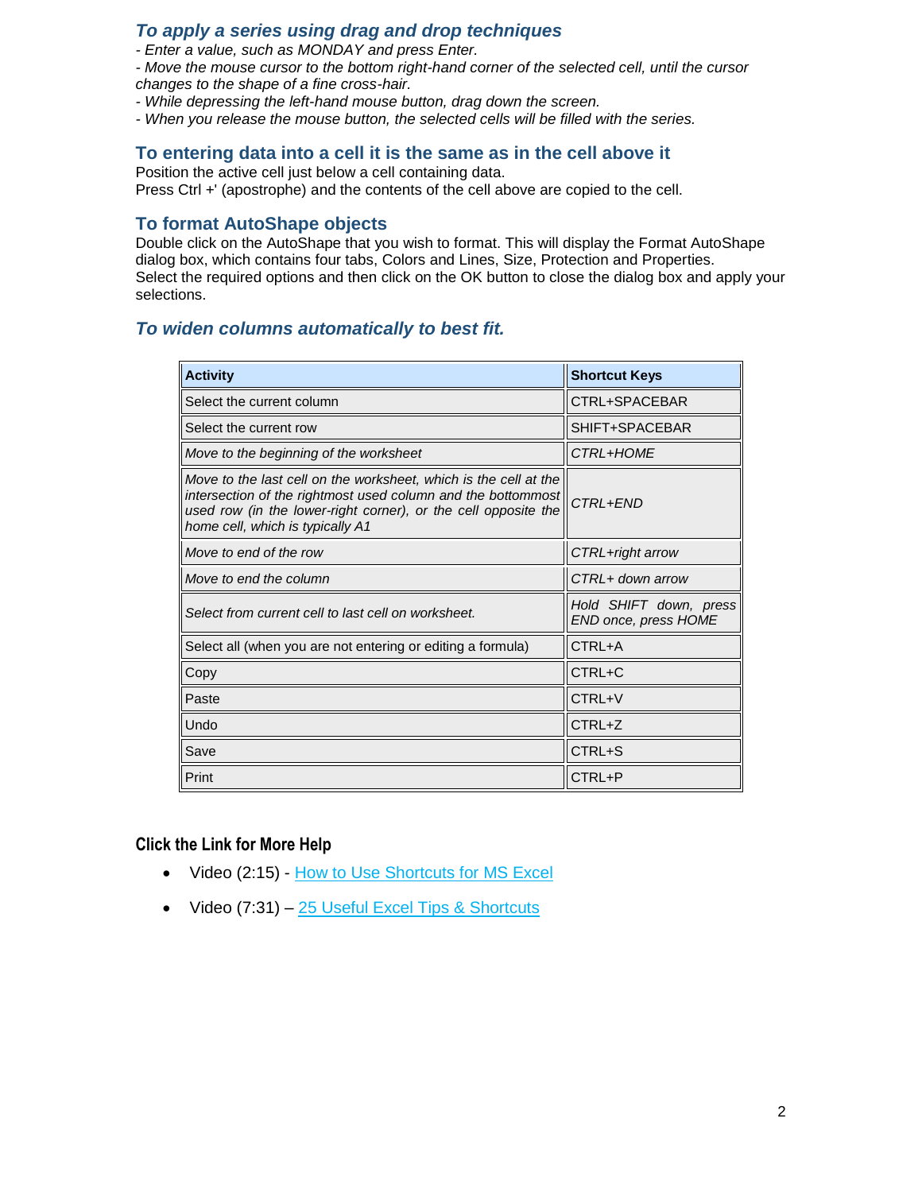### *To apply a series using drag and drop techniques*

*- Enter a value, such as MONDAY and press Enter.*

*- Move the mouse cursor to the bottom right-hand corner of the selected cell, until the cursor changes to the shape of a fine cross-hair.*

*- While depressing the left-hand mouse button, drag down the screen.*

*- When you release the mouse button, the selected cells will be filled with the series.*

### To entering data into a cell it is the same as in the cell above it

Position the active cell just below a cell containing data.
Press Ctrl +' (apostrophe) and the contents of the cell above are copied to the cell.

### To format AutoShape objects

Double click on the AutoShape that you wish to format. This will display the Format AutoShape dialog box, which contains four tabs, Colors and Lines, Size, Protection and Properties.
Select the required options and then click on the OK button to close the dialog box and apply your selections.

### *To widen columns automatically to best fit.*

| Activity | Shortcut Keys |
|---|---|
| Select the current column | CTRL+SPACEBAR |
| Select the current row | SHIFT+SPACEBAR |
| *Move to the beginning of the worksheet* | *CTRL+HOME* |
| *Move to the last cell on the worksheet, which is the cell at the intersection of the rightmost used column and the bottommost used row (in the lower-right corner), or the cell opposite the home cell, which is typically A1* | *CTRL+END* |
| *Move to end of the row* | *CTRL+right arrow* |
| *Move to end the column* | *CTRL+ down arrow* |
| *Select from current cell to last cell on worksheet.* | *Hold SHIFT down, press END once, press HOME* |
| Select all (when you are not entering or editing a formula) | CTRL+A |
| Copy | CTRL+C |
| Paste | CTRL+V |
| Undo | CTRL+Z |
| Save | CTRL+S |
| Print | CTRL+P |

#### Click the Link for More Help

- Video (2:15) - How to Use Shortcuts for MS Excel
- Video (7:31) – 25 Useful Excel Tips & Shortcuts